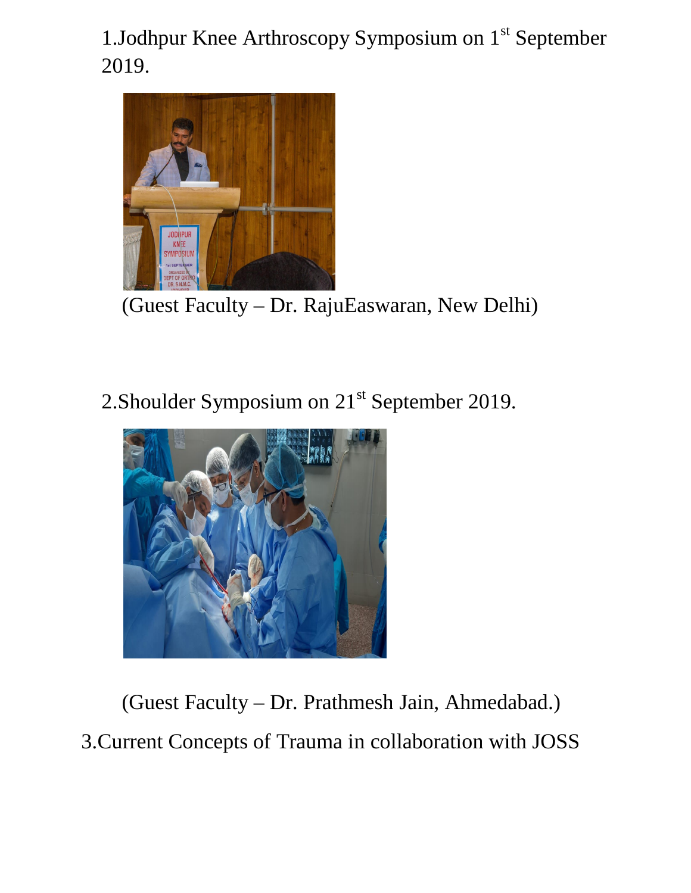1.Jodhpur Knee Arthroscopy Symposium on 1st September 2019.

(Guest Faculty – Dr. RajuEaswaran, New Delhi)

2.Shoulder Symposium on 21st September 2019.

(Guest Faculty – Dr. Prathmesh Jain, Ahmedabad.)

3.Current Concepts of Trauma in collaboration with JOSS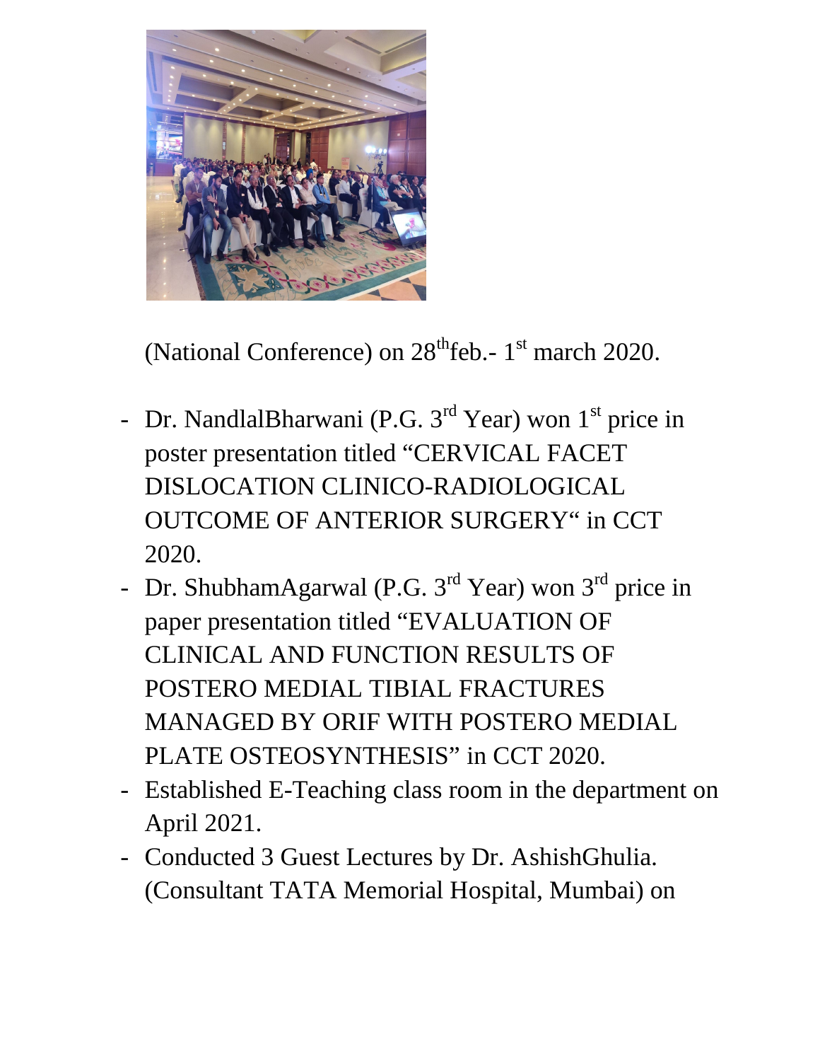(National Conference) on 28th feb.- 1st march 2020.

- Dr. NandlalBharwani (P.G. 3rd Year) won 1st price in poster presentation titled "CERVICAL FACET DISLOCATION CLINICO-RADIOLOGICAL OUTCOME OF ANTERIOR SURGERY" in CCT 2020.
- Dr. ShubhamAgarwal (P.G. 3rd Year) won 3rd price in paper presentation titled "EVALUATION OF CLINICAL AND FUNCTION RESULTS OF POSTERO MEDIAL TIBIAL FRACTURES MANAGED BY ORIF WITH POSTERO MEDIAL PLATE OSTEOSYNTHESIS" in CCT 2020.
- Established E-Teaching class room in the department on April 2021.
- Conducted 3 Guest Lectures by Dr. AshishGhulia. (Consultant TATA Memorial Hospital, Mumbai) on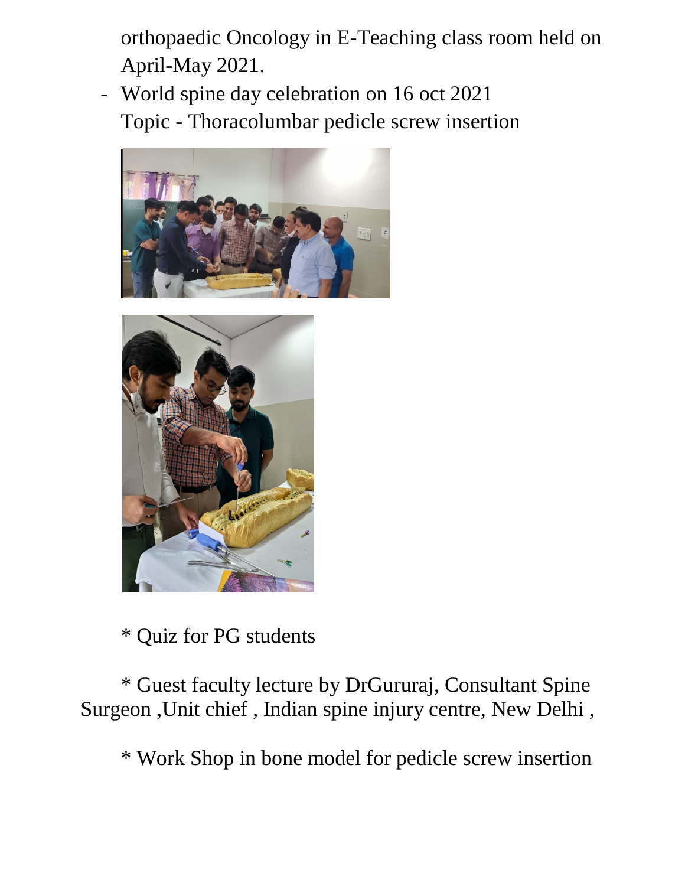orthopaedic Oncology in E-Teaching class room held on April-May 2021.

- World spine day celebration on 16 oct 2021
  Topic - Thoracolumbar pedicle screw insertion

* Quiz for PG students

* Guest faculty lecture by DrGururaj, Consultant Spine Surgeon ,Unit chief , Indian spine injury centre, New Delhi ,

* Work Shop in bone model for pedicle screw insertion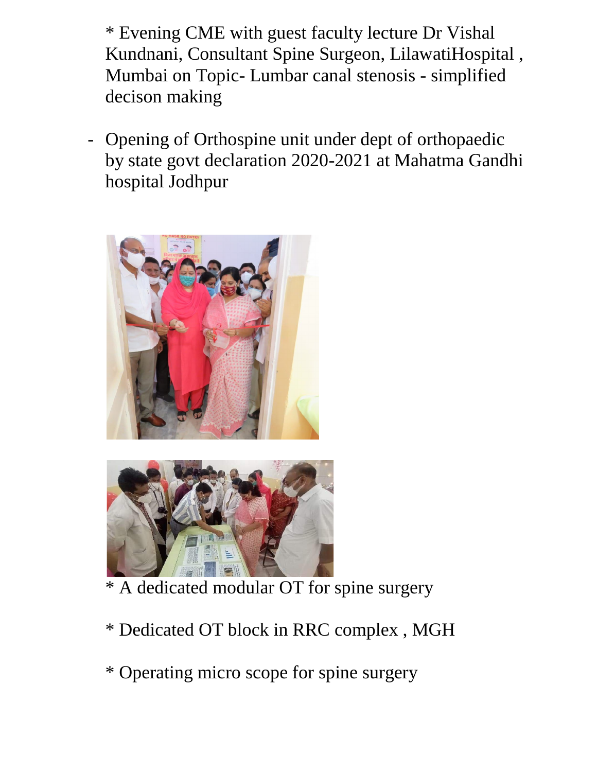* Evening CME with guest faculty lecture Dr Vishal Kundnani, Consultant Spine Surgeon, LilawatiHospital , Mumbai on Topic- Lumbar canal stenosis - simplified decison making

- Opening of Orthospine unit under dept of orthopaedic by state govt declaration 2020-2021 at Mahatma Gandhi hospital Jodhpur

* A dedicated modular OT for spine surgery

* Dedicated OT block in RRC complex , MGH

* Operating micro scope for spine surgery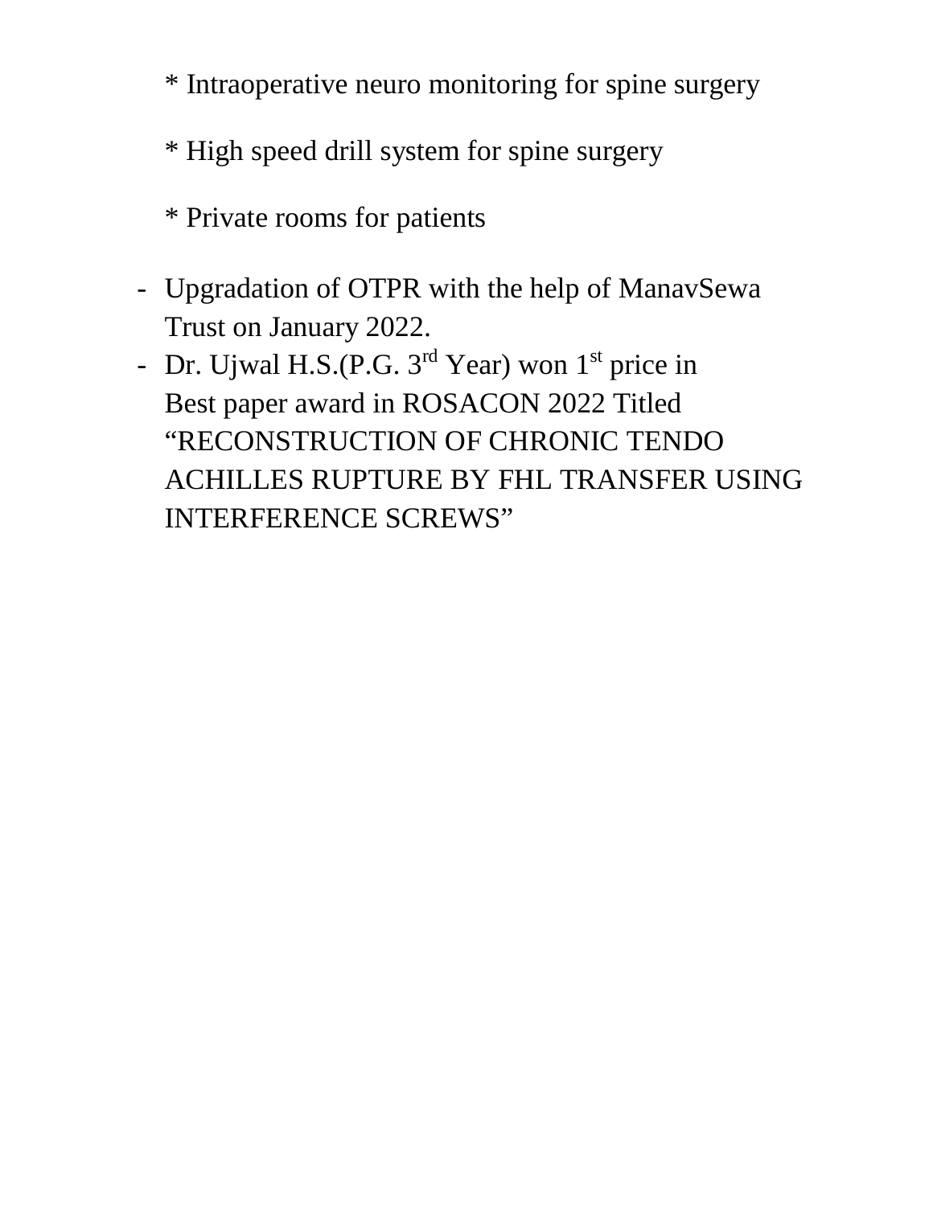* Intraoperative neuro monitoring for spine surgery

* High speed drill system for spine surgery

* Private rooms for patients

- Upgradation of OTPR with the help of ManavSewa Trust on January 2022.
- Dr. Ujwal H.S.(P.G. 3rd Year) won 1st price in Best paper award in ROSACON 2022 Titled "RECONSTRUCTION OF CHRONIC TENDO ACHILLES RUPTURE BY FHL TRANSFER USING INTERFERENCE SCREWS"